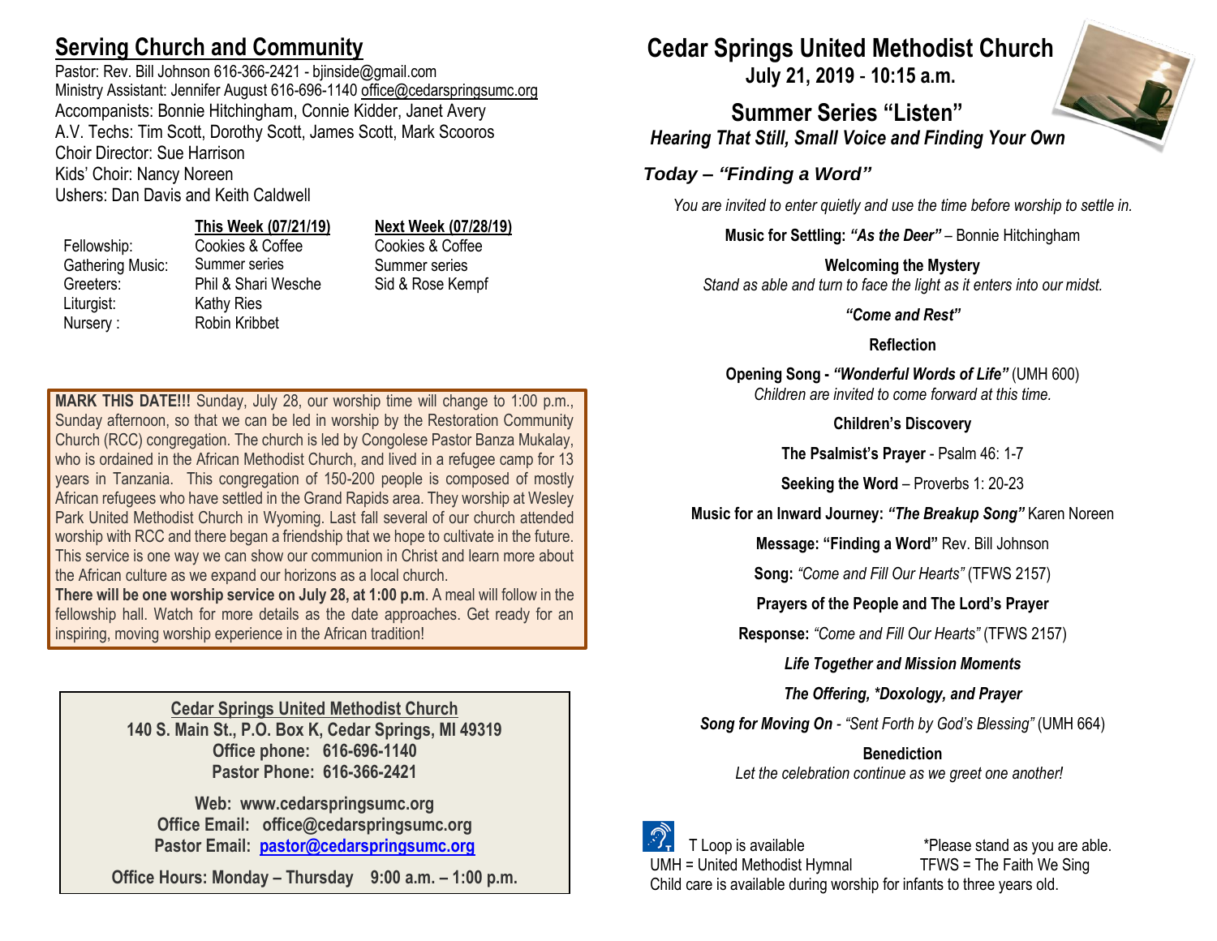## Serving Church and Community

Pastor: Rev. Bill Johnson 616-366-2421 - bjinside@gmail.com
Ministry Assistant: Jennifer August 616-696-1140 office@cedarspringsumc.org
Accompanists: Bonnie Hitchingham, Connie Kidder, Janet Avery
A.V. Techs: Tim Scott, Dorothy Scott, James Scott, Mark Scooros
Choir Director: Sue Harrison
Kids' Choir: Nancy Noreen
Ushers: Dan Davis and Keith Caldwell

| | This Week (07/21/19) | Next Week (07/28/19) |
|---|---|---|
| Fellowship: | Cookies & Coffee | Cookies & Coffee |
| Gathering Music: | Summer series | Summer series |
| Greeters: | Phil & Shari Wesche | Sid & Rose Kempf |
| Liturgist: | Kathy Ries | |
| Nursery : | Robin Kribbet | |

**MARK THIS DATE!!!** Sunday, July 28, our worship time will change to 1:00 p.m., Sunday afternoon, so that we can be led in worship by the Restoration Community Church (RCC) congregation. The church is led by Congolese Pastor Banza Mukalay, who is ordained in the African Methodist Church, and lived in a refugee camp for 13 years in Tanzania. This congregation of 150-200 people is composed of mostly African refugees who have settled in the Grand Rapids area. They worship at Wesley Park United Methodist Church in Wyoming. Last fall several of our church attended worship with RCC and there began a friendship that we hope to cultivate in the future. This service is one way we can show our communion in Christ and learn more about the African culture as we expand our horizons as a local church.
**There will be one worship service on July 28, at 1:00 p.m**. A meal will follow in the fellowship hall. Watch for more details as the date approaches. Get ready for an inspiring, moving worship experience in the African tradition!

**Cedar Springs United Methodist Church**
**140 S. Main St., P.O. Box K, Cedar Springs, MI 49319**
**Office phone: 616-696-1140**
**Pastor Phone: 616-366-2421**

**Web: www.cedarspringsumc.org**
**Office Email: office@cedarspringsumc.org**
**Pastor Email: pastor@cedarspringsumc.org**

**Office Hours: Monday – Thursday 9:00 a.m. – 1:00 p.m.**

# Cedar Springs United Methodist Church
**July 21, 2019 - 10:15 a.m.**

## Summer Series "Listen"
***Hearing That Still, Small Voice and Finding Your Own***

***Today – "Finding a Word"***

*You are invited to enter quietly and use the time before worship to settle in.*

**Music for Settling:** ***"As the Deer"*** – Bonnie Hitchingham

**Welcoming the Mystery**
*Stand as able and turn to face the light as it enters into our midst.*

***"Come and Rest"***

**Reflection**

**Opening Song -** ***"Wonderful Words of Life"*** (UMH 600)
*Children are invited to come forward at this time.*

**Children's Discovery**

**The Psalmist's Prayer** - Psalm 46: 1-7

**Seeking the Word** – Proverbs 1: 20-23

**Music for an Inward Journey:** ***"The Breakup Song"*** Karen Noreen

**Message: "Finding a Word"** Rev. Bill Johnson

**Song:** *"Come and Fill Our Hearts"* (TFWS 2157)

**Prayers of the People and The Lord's Prayer**

**Response:** *"Come and Fill Our Hearts"* (TFWS 2157)

***Life Together and Mission Moments***

***The Offering, *Doxology, and Prayer***

***Song for Moving On*** - *"Sent Forth by God's Blessing"* (UMH 664)

**Benediction**
*Let the celebration continue as we greet one another!*

T Loop is available *Please stand as you are able.
UMH = United Methodist Hymnal TFWS = The Faith We Sing
Child care is available during worship for infants to three years old.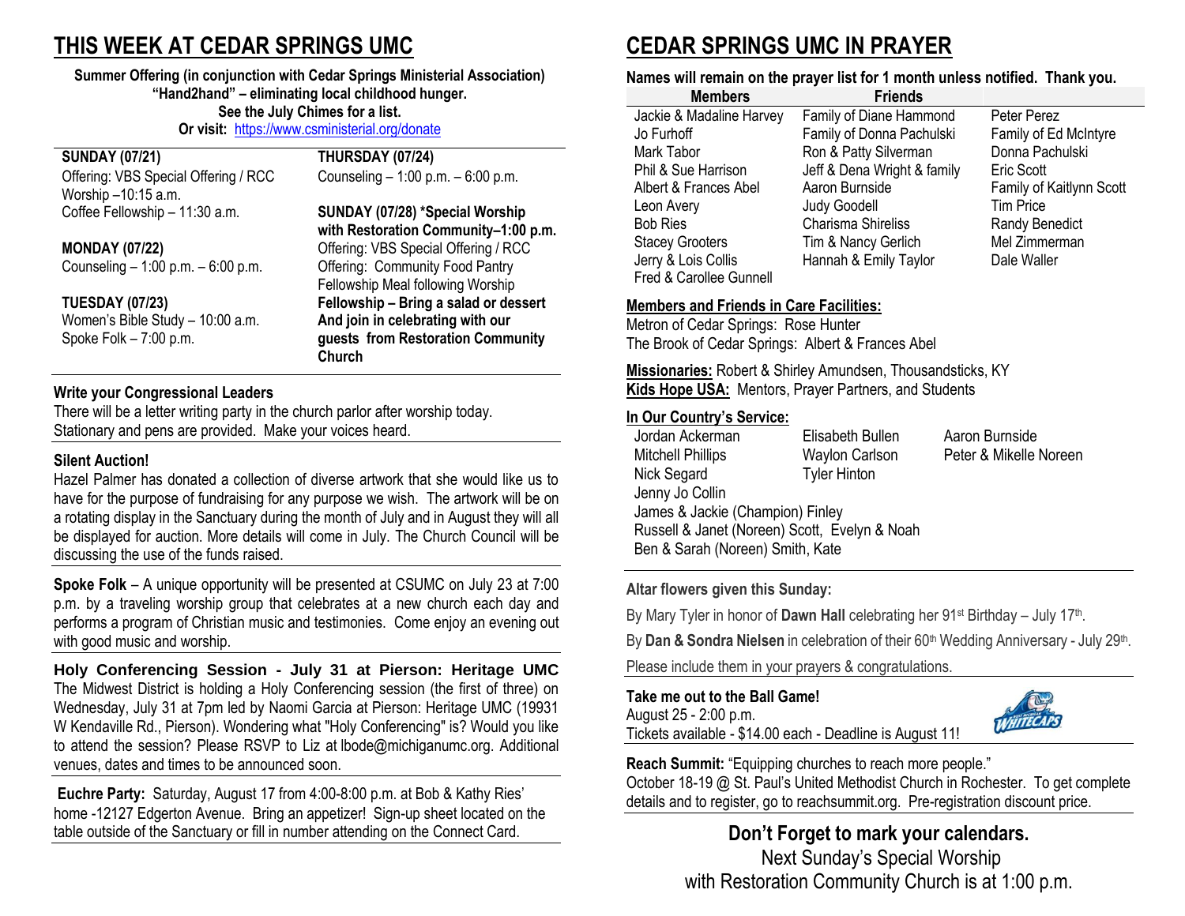# THIS WEEK AT CEDAR SPRINGS UMC

**Summer Offering (in conjunction with Cedar Springs Ministerial Association)**
**"Hand2hand" – eliminating local childhood hunger.**
**See the July Chimes for a list.**
**Or visit:** https://www.csministerial.org/donate

**SUNDAY (07/21)**
Offering: VBS Special Offering / RCC
Worship –10:15 a.m.
Coffee Fellowship – 11:30 a.m.

**MONDAY (07/22)**
Counseling – 1:00 p.m. – 6:00 p.m.

**TUESDAY (07/23)**
Women's Bible Study – 10:00 a.m.
Spoke Folk – 7:00 p.m.

**THURSDAY (07/24)**
Counseling – 1:00 p.m. – 6:00 p.m.

**SUNDAY (07/28) *Special Worship with Restoration Community–1:00 p.m.**
Offering: VBS Special Offering / RCC
Offering: Community Food Pantry
Fellowship Meal following Worship
**Fellowship – Bring a salad or dessert And join in celebrating with our guests from Restoration Community Church**

**Write your Congressional Leaders**
There will be a letter writing party in the church parlor after worship today. Stationary and pens are provided. Make your voices heard.

**Silent Auction!**
Hazel Palmer has donated a collection of diverse artwork that she would like us to have for the purpose of fundraising for any purpose we wish. The artwork will be on a rotating display in the Sanctuary during the month of July and in August they will all be displayed for auction. More details will come in July. The Church Council will be discussing the use of the funds raised.

**Spoke Folk** – A unique opportunity will be presented at CSUMC on July 23 at 7:00 p.m. by a traveling worship group that celebrates at a new church each day and performs a program of Christian music and testimonies. Come enjoy an evening out with good music and worship.

**Holy Conferencing Session - July 31 at Pierson: Heritage UMC**
The Midwest District is holding a Holy Conferencing session (the first of three) on Wednesday, July 31 at 7pm led by Naomi Garcia at Pierson: Heritage UMC (19931 W Kendaville Rd., Pierson). Wondering what "Holy Conferencing" is? Would you like to attend the session? Please RSVP to Liz at lbode@michiganumc.org. Additional venues, dates and times to be announced soon.

**Euchre Party:** Saturday, August 17 from 4:00-8:00 p.m. at Bob & Kathy Ries' home -12127 Edgerton Avenue. Bring an appetizer! Sign-up sheet located on the table outside of the Sanctuary or fill in number attending on the Connect Card.

# CEDAR SPRINGS UMC IN PRAYER

**Names will remain on the prayer list for 1 month unless notified. Thank you.**

| Members | Friends | |
|---|---|---|
| Jackie & Madaline Harvey | Family of Diane Hammond | Peter Perez |
| Jo Furhoff | Family of Donna Pachulski | Family of Ed McIntyre |
| Mark Tabor | Ron & Patty Silverman | Donna Pachulski |
| Phil & Sue Harrison | Jeff & Dena Wright & family | Eric Scott |
| Albert & Frances Abel | Aaron Burnside | Family of Kaitlynn Scott |
| Leon Avery | Judy Goodell | Tim Price |
| Bob Ries | Charisma Shireliss | Randy Benedict |
| Stacey Grooters | Tim & Nancy Gerlich | Mel Zimmerman |
| Jerry & Lois Collis | Hannah & Emily Taylor | Dale Waller |
| Fred & Carollee Gunnell | | |

**Members and Friends in Care Facilities:**
Metron of Cedar Springs: Rose Hunter
The Brook of Cedar Springs: Albert & Frances Abel

**Missionaries:** Robert & Shirley Amundsen, Thousandsticks, KY
**Kids Hope USA:** Mentors, Prayer Partners, and Students

**In Our Country's Service:**

| | | |
|---|---|---|
| Jordan Ackerman | Elisabeth Bullen | Aaron Burnside |
| Mitchell Phillips | Waylon Carlson | Peter & Mikelle Noreen |
| Nick Segard | Tyler Hinton | |
| Jenny Jo Collin | | |

James & Jackie (Champion) Finley
Russell & Janet (Noreen) Scott, Evelyn & Noah
Ben & Sarah (Noreen) Smith, Kate

**Altar flowers given this Sunday:**

By Mary Tyler in honor of **Dawn Hall** celebrating her 91st Birthday – July 17th.

By **Dan & Sondra Nielsen** in celebration of their 60th Wedding Anniversary - July 29th.

Please include them in your prayers & congratulations.

**Take me out to the Ball Game!**
August 25 - 2:00 p.m.
Tickets available - $14.00 each - Deadline is August 11!

**Reach Summit:** "Equipping churches to reach more people."
October 18-19 @ St. Paul's United Methodist Church in Rochester. To get complete details and to register, go to reachsummit.org. Pre-registration discount price.

**Don't Forget to mark your calendars.**
Next Sunday's Special Worship
with Restoration Community Church is at 1:00 p.m.